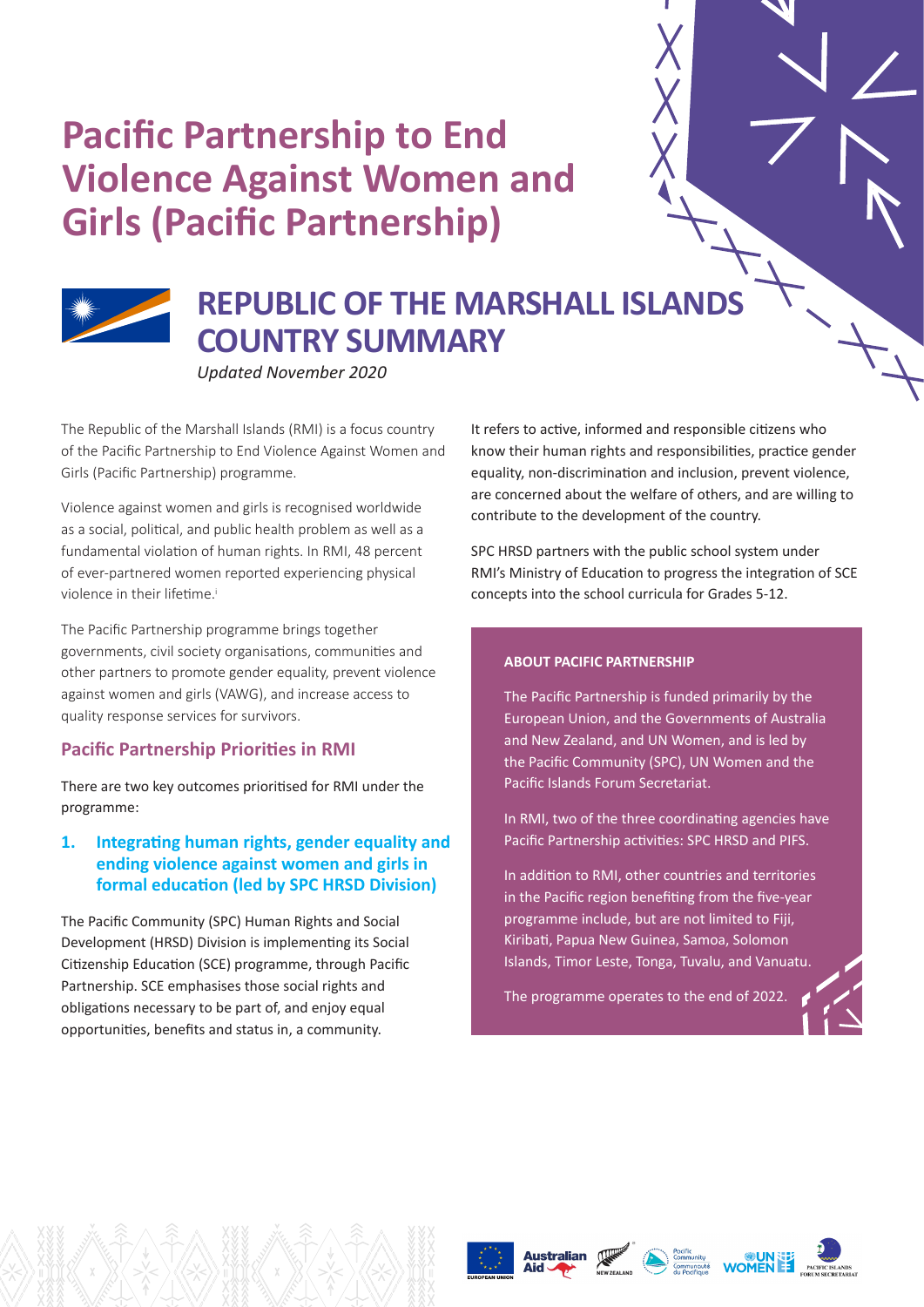# Pacific Partnership to End Violence Against Women and Girls (Pacific Partnership)

## REPUBLIC OF THE MARSHALL ISLANDS COUNTRY SUMMARY

*Updated November 2020*

The Republic of the Marshall Islands (RMI) is a focus country of the Pacific Partnership to End Violence Against Women and Girls (Pacific Partnership) programme.

Violence against women and girls is recognised worldwide as a social, political, and public health problem as well as a fundamental violation of human rights. In RMI, 48 percent of ever-partnered women reported experiencing physical violence in their lifetime.[i]

The Pacific Partnership programme brings together governments, civil society organisations, communities and other partners to promote gender equality, prevent violence against women and girls (VAWG), and increase access to quality response services for survivors.

### Pacific Partnership Priorities in RMI

There are two key outcomes prioritised for RMI under the programme:

#### 1. Integrating human rights, gender equality and ending violence against women and girls in formal education (led by SPC HRSD Division)

The Pacific Community (SPC) Human Rights and Social Development (HRSD) Division is implementing its Social Citizenship Education (SCE) programme, through Pacific Partnership. SCE emphasises those social rights and obligations necessary to be part of, and enjoy equal opportunities, benefits and status in, a community.

It refers to active, informed and responsible citizens who know their human rights and responsibilities, practice gender equality, non-discrimination and inclusion, prevent violence, are concerned about the welfare of others, and are willing to contribute to the development of the country.

SPC HRSD partners with the public school system under RMI's Ministry of Education to progress the integration of SCE concepts into the school curricula for Grades 5-12.

**ABOUT PACIFIC PARTNERSHIP**

The Pacific Partnership is funded primarily by the European Union, and the Governments of Australia and New Zealand, and UN Women, and is led by the Pacific Community (SPC), UN Women and the Pacific Islands Forum Secretariat.

In RMI, two of the three coordinating agencies have Pacific Partnership activities: SPC HRSD and PIFS.

In addition to RMI, other countries and territories in the Pacific region benefiting from the five-year programme include, but are not limited to Fiji, Kiribati, Papua New Guinea, Samoa, Solomon Islands, Timor Leste, Tonga, Tuvalu, and Vanuatu.

The programme operates to the end of 2022.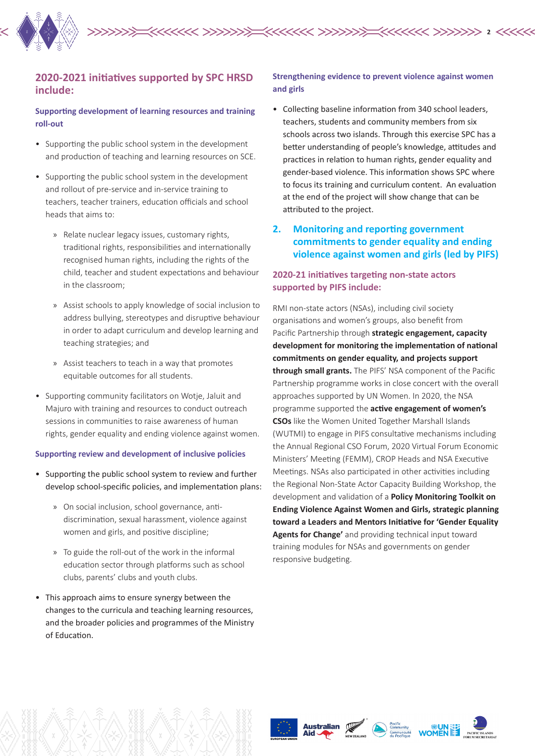## 2020-2021 initiatives supported by SPC HRSD include:

### Supporting development of learning resources and training roll-out

- Supporting the public school system in the development and production of teaching and learning resources on SCE.
- Supporting the public school system in the development and rollout of pre-service and in-service training to teachers, teacher trainers, education officials and school heads that aims to:
  - Relate nuclear legacy issues, customary rights, traditional rights, responsibilities and internationally recognised human rights, including the rights of the child, teacher and student expectations and behaviour in the classroom;
  - Assist schools to apply knowledge of social inclusion to address bullying, stereotypes and disruptive behaviour in order to adapt curriculum and develop learning and teaching strategies; and
  - Assist teachers to teach in a way that promotes equitable outcomes for all students.
- Supporting community facilitators on Wotje, Jaluit and Majuro with training and resources to conduct outreach sessions in communities to raise awareness of human rights, gender equality and ending violence against women.

### Supporting review and development of inclusive policies

- Supporting the public school system to review and further develop school-specific policies, and implementation plans:
  - On social inclusion, school governance, anti-discrimination, sexual harassment, violence against women and girls, and positive discipline;
  - To guide the roll-out of the work in the informal education sector through platforms such as school clubs, parents' clubs and youth clubs.
- This approach aims to ensure synergy between the changes to the curricula and teaching learning resources, and the broader policies and programmes of the Ministry of Education.

### Strengthening evidence to prevent violence against women and girls

- Collecting baseline information from 340 school leaders, teachers, students and community members from six schools across two islands. Through this exercise SPC has a better understanding of people's knowledge, attitudes and practices in relation to human rights, gender equality and gender-based violence. This information shows SPC where to focus its training and curriculum content. An evaluation at the end of the project will show change that can be attributed to the project.

## 2. Monitoring and reporting government commitments to gender equality and ending violence against women and girls (led by PIFS)

### 2020-21 initiatives targeting non-state actors supported by PIFS include:

RMI non-state actors (NSAs), including civil society organisations and women's groups, also benefit from Pacific Partnership through **strategic engagement, capacity development for monitoring the implementation of national commitments on gender equality, and projects support through small grants.** The PIFS' NSA component of the Pacific Partnership programme works in close concert with the overall approaches supported by UN Women. In 2020, the NSA programme supported the **active engagement of women's CSOs** like the Women United Together Marshall Islands (WUTMI) to engage in PIFS consultative mechanisms including the Annual Regional CSO Forum, 2020 Virtual Forum Economic Ministers' Meeting (FEMM), CROP Heads and NSA Executive Meetings. NSAs also participated in other activities including the Regional Non-State Actor Capacity Building Workshop, the development and validation of a **Policy Monitoring Toolkit on Ending Violence Against Women and Girls, strategic planning toward a Leaders and Mentors Initiative for 'Gender Equality Agents for Change'** and providing technical input toward training modules for NSAs and governments on gender responsive budgeting.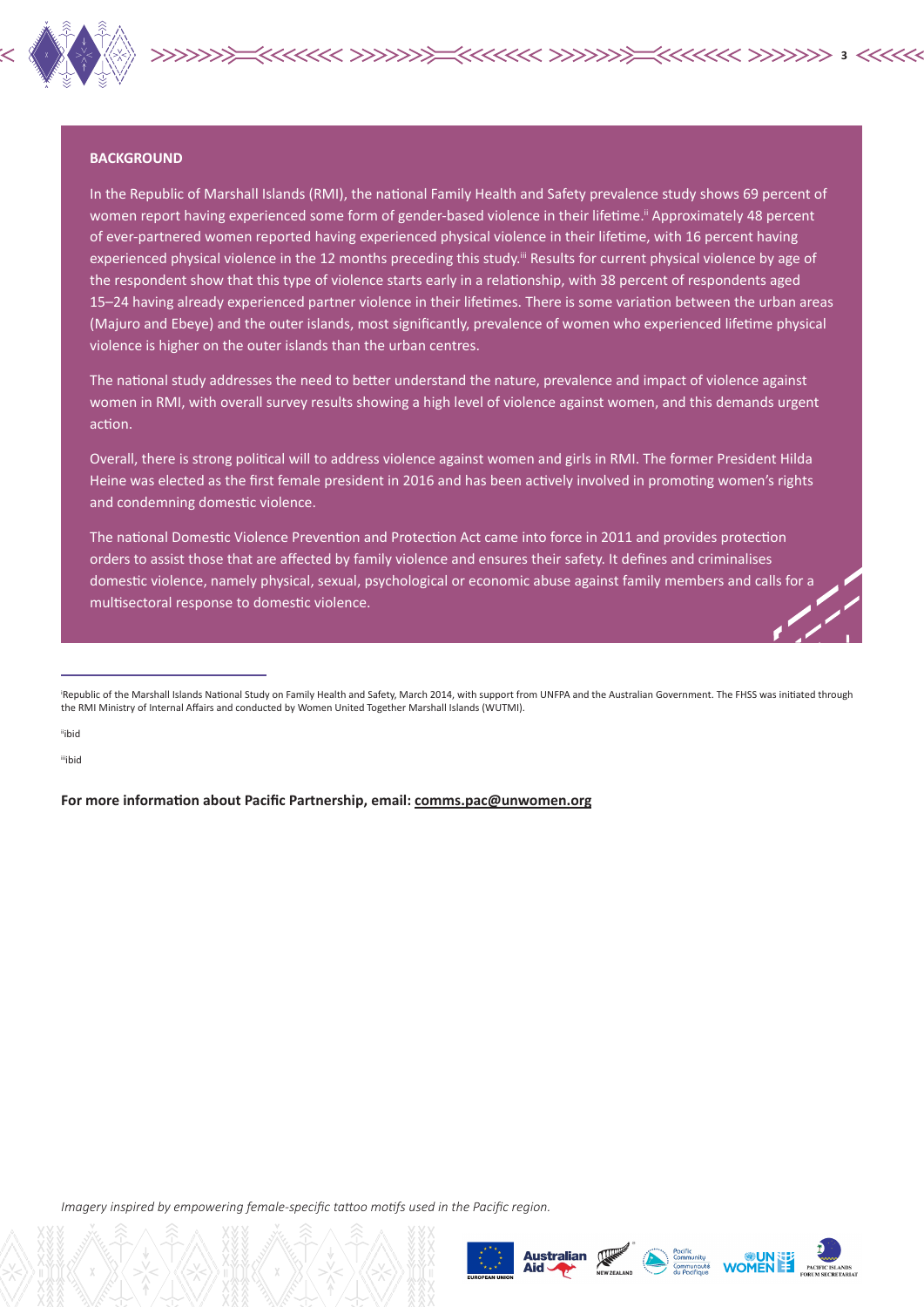**BACKGROUND**

In the Republic of Marshall Islands (RMI), the national Family Health and Safety prevalence study shows 69 percent of women report having experienced some form of gender-based violence in their lifetime.[ii] Approximately 48 percent of ever-partnered women reported having experienced physical violence in their lifetime, with 16 percent having experienced physical violence in the 12 months preceding this study.[iii] Results for current physical violence by age of the respondent show that this type of violence starts early in a relationship, with 38 percent of respondents aged 15–24 having already experienced partner violence in their lifetimes. There is some variation between the urban areas (Majuro and Ebeye) and the outer islands, most significantly, prevalence of women who experienced lifetime physical violence is higher on the outer islands than the urban centres.

The national study addresses the need to better understand the nature, prevalence and impact of violence against women in RMI, with overall survey results showing a high level of violence against women, and this demands urgent action.

Overall, there is strong political will to address violence against women and girls in RMI. The former President Hilda Heine was elected as the first female president in 2016 and has been actively involved in promoting women's rights and condemning domestic violence.

The national Domestic Violence Prevention and Protection Act came into force in 2011 and provides protection orders to assist those that are affected by family violence and ensures their safety. It defines and criminalises domestic violence, namely physical, sexual, psychological or economic abuse against family members and calls for a multisectoral response to domestic violence.

---

[i] Republic of the Marshall Islands National Study on Family Health and Safety, March 2014, with support from UNFPA and the Australian Government. The FHSS was initiated through the RMI Ministry of Internal Affairs and conducted by Women United Together Marshall Islands (WUTMI).

[ii] ibid

[iii] ibid

**For more information about Pacific Partnership, email: comms.pac@unwomen.org**

*Imagery inspired by empowering female-specific tattoo motifs used in the Pacific region.*